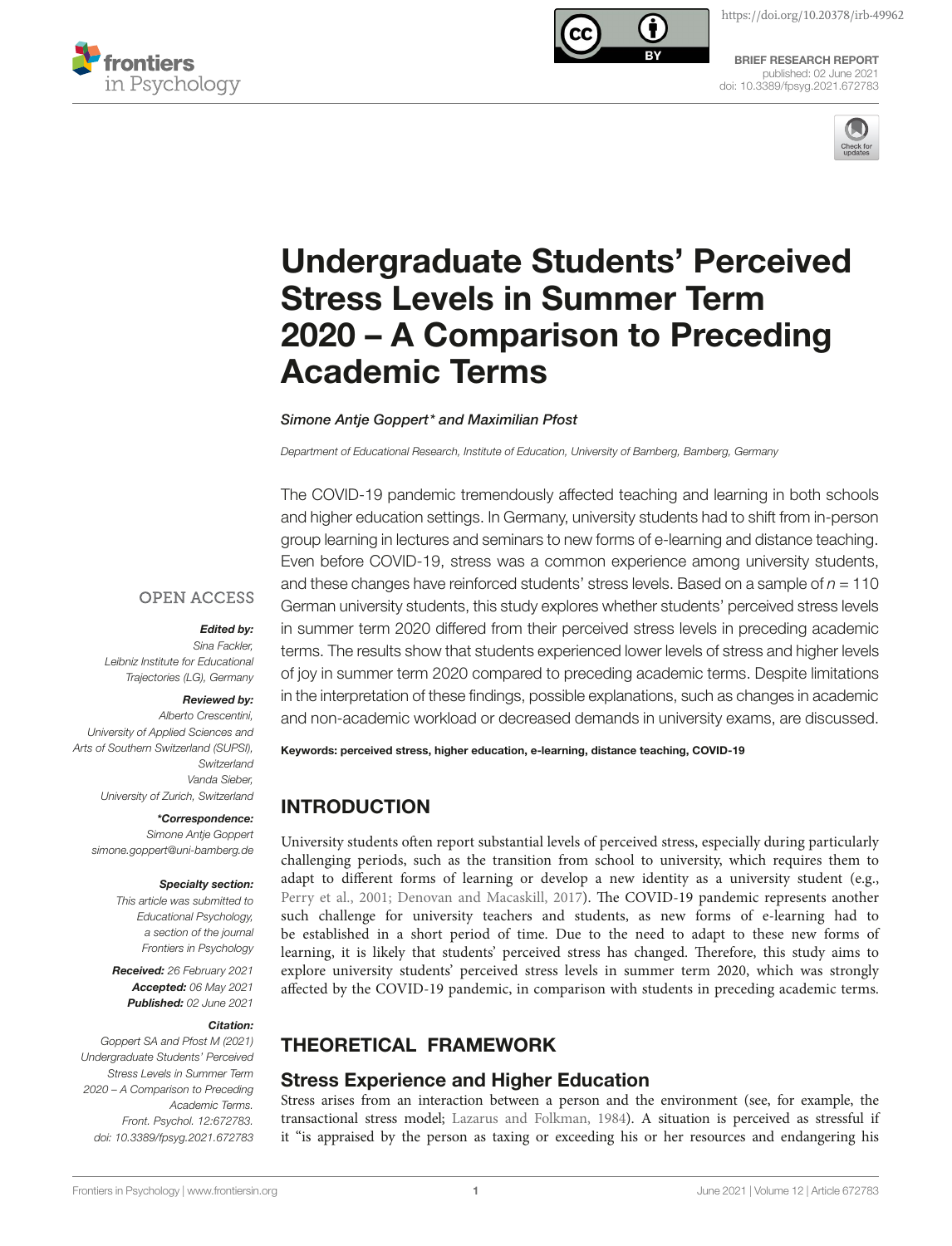BRIEF RESEARCH REPORT
published: 02 June 2021
doi: 10.3389/fpsyg.2021.672783

# Undergraduate Students' Perceived Stress Levels in Summer Term 2020 – A Comparison to Preceding Academic Terms

*Simone Antje Goppert\* and Maximilian Pfost*

*Department of Educational Research, Institute of Education, University of Bamberg, Bamberg, Germany*

The COVID-19 pandemic tremendously affected teaching and learning in both schools and higher education settings. In Germany, university students had to shift from in-person group learning in lectures and seminars to new forms of e-learning and distance teaching. Even before COVID-19, stress was a common experience among university students, and these changes have reinforced students' stress levels. Based on a sample of $n = 110$ German university students, this study explores whether students' perceived stress levels in summer term 2020 differed from their perceived stress levels in preceding academic terms. The results show that students experienced lower levels of stress and higher levels of joy in summer term 2020 compared to preceding academic terms. Despite limitations in the interpretation of these findings, possible explanations, such as changes in academic and non-academic workload or decreased demands in university exams, are discussed.

**Keywords: perceived stress, higher education, e-learning, distance teaching, COVID-19**

OPEN ACCESS

***Edited by:***
*Sina Fackler, Leibniz Institute for Educational Trajectories (LG), Germany*

***Reviewed by:***
*Alberto Crescentini, University of Applied Sciences and Arts of Southern Switzerland (SUPSI), Switzerland*
*Vanda Sieber, University of Zurich, Switzerland*

***\*Correspondence:***
*Simone Antje Goppert*
*simone.goppert@uni-bamberg.de*

***Specialty section:***
*This article was submitted to Educational Psychology, a section of the journal Frontiers in Psychology*

***Received:*** *26 February 2021*
***Accepted:*** *06 May 2021*
***Published:*** *02 June 2021*

***Citation:***
*Goppert SA and Pfost M (2021) Undergraduate Students' Perceived Stress Levels in Summer Term 2020 – A Comparison to Preceding Academic Terms. Front. Psychol. 12:672783. doi: 10.3389/fpsyg.2021.672783*

## INTRODUCTION

University students often report substantial levels of perceived stress, especially during particularly challenging periods, such as the transition from school to university, which requires them to adapt to different forms of learning or develop a new identity as a university student (e.g., Perry et al., 2001; Denovan and Macaskill, 2017). The COVID-19 pandemic represents another such challenge for university teachers and students, as new forms of e-learning had to be established in a short period of time. Due to the need to adapt to these new forms of learning, it is likely that students' perceived stress has changed. Therefore, this study aims to explore university students' perceived stress levels in summer term 2020, which was strongly affected by the COVID-19 pandemic, in comparison with students in preceding academic terms.

## THEORETICAL FRAMEWORK

### Stress Experience and Higher Education

Stress arises from an interaction between a person and the environment (see, for example, the transactional stress model; Lazarus and Folkman, 1984). A situation is perceived as stressful if it "is appraised by the person as taxing or exceeding his or her resources and endangering his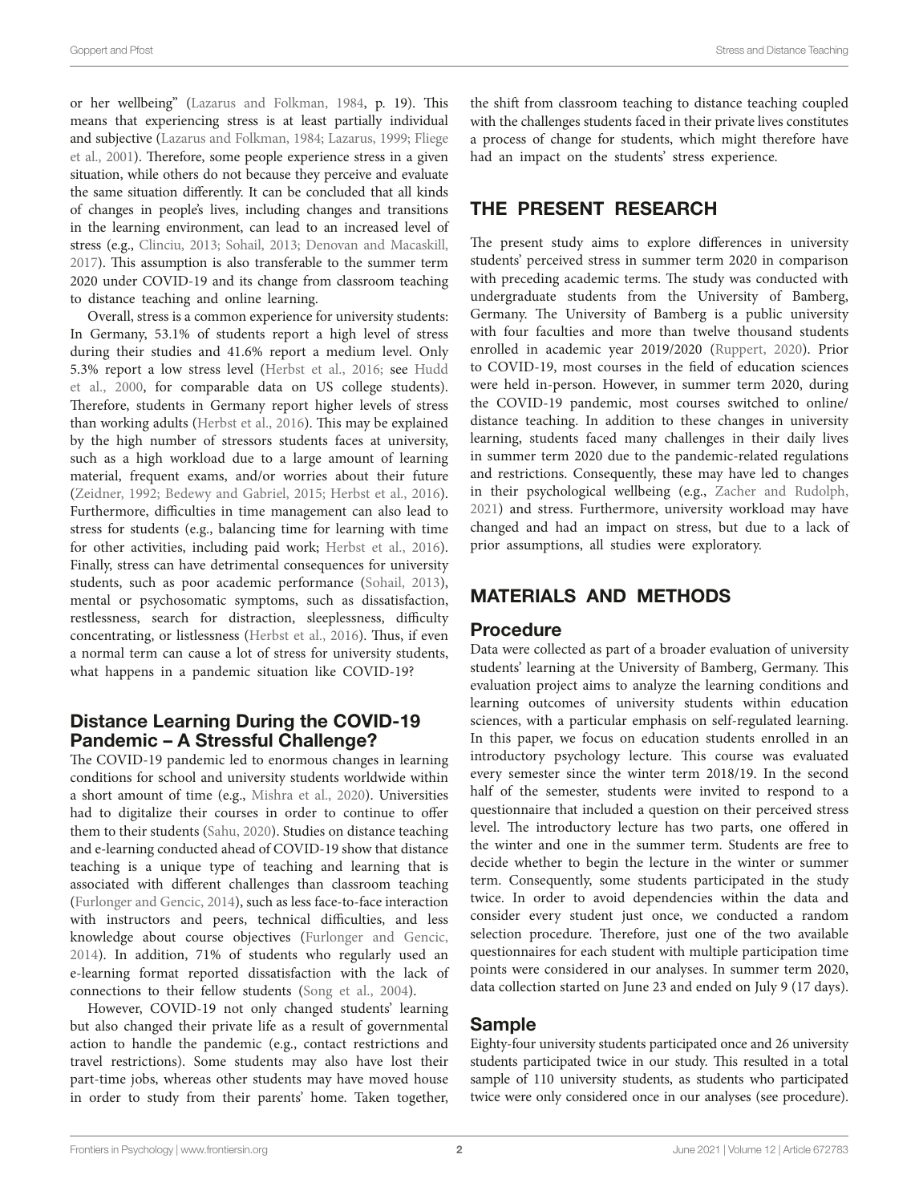or her wellbeing" (Lazarus and Folkman, 1984, p. 19). This means that experiencing stress is at least partially individual and subjective (Lazarus and Folkman, 1984; Lazarus, 1999; Fliege et al., 2001). Therefore, some people experience stress in a given situation, while others do not because they perceive and evaluate the same situation differently. It can be concluded that all kinds of changes in people's lives, including changes and transitions in the learning environment, can lead to an increased level of stress (e.g., Clinciu, 2013; Sohail, 2013; Denovan and Macaskill, 2017). This assumption is also transferable to the summer term 2020 under COVID-19 and its change from classroom teaching to distance teaching and online learning.

Overall, stress is a common experience for university students: In Germany, 53.1% of students report a high level of stress during their studies and 41.6% report a medium level. Only 5.3% report a low stress level (Herbst et al., 2016; see Hudd et al., 2000, for comparable data on US college students). Therefore, students in Germany report higher levels of stress than working adults (Herbst et al., 2016). This may be explained by the high number of stressors students faces at university, such as a high workload due to a large amount of learning material, frequent exams, and/or worries about their future (Zeidner, 1992; Bedewy and Gabriel, 2015; Herbst et al., 2016). Furthermore, difficulties in time management can also lead to stress for students (e.g., balancing time for learning with time for other activities, including paid work; Herbst et al., 2016). Finally, stress can have detrimental consequences for university students, such as poor academic performance (Sohail, 2013), mental or psychosomatic symptoms, such as dissatisfaction, restlessness, search for distraction, sleeplessness, difficulty concentrating, or listlessness (Herbst et al., 2016). Thus, if even a normal term can cause a lot of stress for university students, what happens in a pandemic situation like COVID-19?

### Distance Learning During the COVID-19 Pandemic – A Stressful Challenge?

The COVID-19 pandemic led to enormous changes in learning conditions for school and university students worldwide within a short amount of time (e.g., Mishra et al., 2020). Universities had to digitalize their courses in order to continue to offer them to their students (Sahu, 2020). Studies on distance teaching and e-learning conducted ahead of COVID-19 show that distance teaching is a unique type of teaching and learning that is associated with different challenges than classroom teaching (Furlonger and Gencic, 2014), such as less face-to-face interaction with instructors and peers, technical difficulties, and less knowledge about course objectives (Furlonger and Gencic, 2014). In addition, 71% of students who regularly used an e-learning format reported dissatisfaction with the lack of connections to their fellow students (Song et al., 2004).

However, COVID-19 not only changed students' learning but also changed their private life as a result of governmental action to handle the pandemic (e.g., contact restrictions and travel restrictions). Some students may also have lost their part-time jobs, whereas other students may have moved house in order to study from their parents' home. Taken together, the shift from classroom teaching to distance teaching coupled with the challenges students faced in their private lives constitutes a process of change for students, which might therefore have had an impact on the students' stress experience.

## THE PRESENT RESEARCH

The present study aims to explore differences in university students' perceived stress in summer term 2020 in comparison with preceding academic terms. The study was conducted with undergraduate students from the University of Bamberg, Germany. The University of Bamberg is a public university with four faculties and more than twelve thousand students enrolled in academic year 2019/2020 (Ruppert, 2020). Prior to COVID-19, most courses in the field of education sciences were held in-person. However, in summer term 2020, during the COVID-19 pandemic, most courses switched to online/distance teaching. In addition to these changes in university learning, students faced many challenges in their daily lives in summer term 2020 due to the pandemic-related regulations and restrictions. Consequently, these may have led to changes in their psychological wellbeing (e.g., Zacher and Rudolph, 2021) and stress. Furthermore, university workload may have changed and had an impact on stress, but due to a lack of prior assumptions, all studies were exploratory.

## MATERIALS AND METHODS

### Procedure

Data were collected as part of a broader evaluation of university students' learning at the University of Bamberg, Germany. This evaluation project aims to analyze the learning conditions and learning outcomes of university students within education sciences, with a particular emphasis on self-regulated learning. In this paper, we focus on education students enrolled in an introductory psychology lecture. This course was evaluated every semester since the winter term 2018/19. In the second half of the semester, students were invited to respond to a questionnaire that included a question on their perceived stress level. The introductory lecture has two parts, one offered in the winter and one in the summer term. Students are free to decide whether to begin the lecture in the winter or summer term. Consequently, some students participated in the study twice. In order to avoid dependencies within the data and consider every student just once, we conducted a random selection procedure. Therefore, just one of the two available questionnaires for each student with multiple participation time points were considered in our analyses. In summer term 2020, data collection started on June 23 and ended on July 9 (17 days).

### Sample

Eighty-four university students participated once and 26 university students participated twice in our study. This resulted in a total sample of 110 university students, as students who participated twice were only considered once in our analyses (see procedure).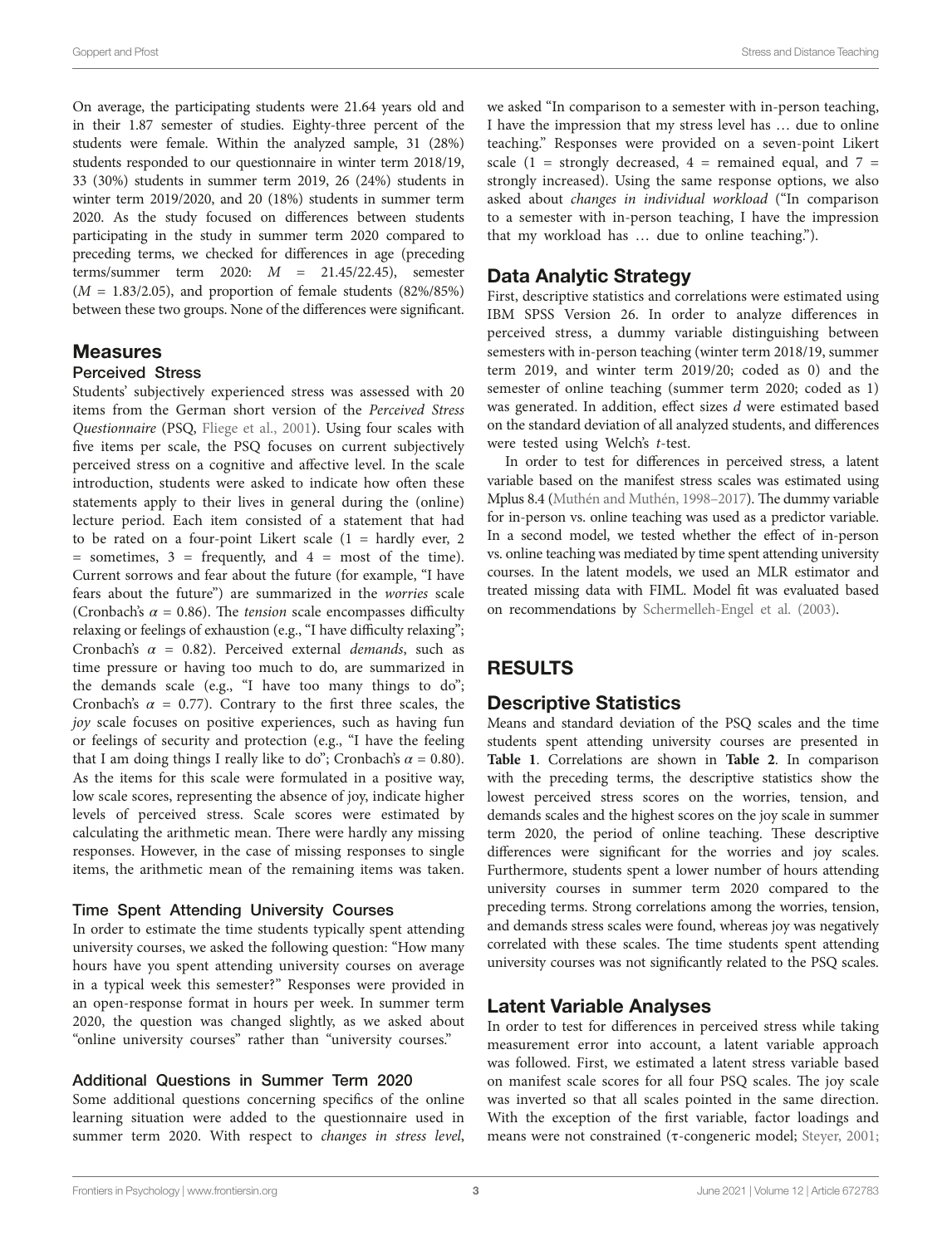On average, the participating students were 21.64 years old and in their 1.87 semester of studies. Eighty-three percent of the students were female. Within the analyzed sample, 31 (28%) students responded to our questionnaire in winter term 2018/19, 33 (30%) students in summer term 2019, 26 (24%) students in winter term 2019/2020, and 20 (18%) students in summer term 2020. As the study focused on differences between students participating in the study in summer term 2020 compared to preceding terms, we checked for differences in age (preceding terms/summer term 2020: $M$ = 21.45/22.45), semester ($M$ = 1.83/2.05), and proportion of female students (82%/85%) between these two groups. None of the differences were significant.

## Measures

### Perceived Stress

Students' subjectively experienced stress was assessed with 20 items from the German short version of the *Perceived Stress Questionnaire* (PSQ, Fliege et al., 2001). Using four scales with five items per scale, the PSQ focuses on current subjectively perceived stress on a cognitive and affective level. In the scale introduction, students were asked to indicate how often these statements apply to their lives in general during the (online) lecture period. Each item consisted of a statement that had to be rated on a four-point Likert scale (1 = hardly ever, 2 = sometimes, 3 = frequently, and 4 = most of the time). Current sorrows and fear about the future (for example, "I have fears about the future") are summarized in the *worries* scale (Cronbach's $\alpha$ = 0.86). The *tension* scale encompasses difficulty relaxing or feelings of exhaustion (e.g., "I have difficulty relaxing"; Cronbach's $\alpha$ = 0.82). Perceived external *demands*, such as time pressure or having too much to do, are summarized in the demands scale (e.g., "I have too many things to do"; Cronbach's $\alpha$ = 0.77). Contrary to the first three scales, the *joy* scale focuses on positive experiences, such as having fun or feelings of security and protection (e.g., "I have the feeling that I am doing things I really like to do"; Cronbach's $\alpha$ = 0.80). As the items for this scale were formulated in a positive way, low scale scores, representing the absence of joy, indicate higher levels of perceived stress. Scale scores were estimated by calculating the arithmetic mean. There were hardly any missing responses. However, in the case of missing responses to single items, the arithmetic mean of the remaining items was taken.

### Time Spent Attending University Courses

In order to estimate the time students typically spent attending university courses, we asked the following question: "How many hours have you spent attending university courses on average in a typical week this semester?" Responses were provided in an open-response format in hours per week. In summer term 2020, the question was changed slightly, as we asked about "online university courses" rather than "university courses."

### Additional Questions in Summer Term 2020

Some additional questions concerning specifics of the online learning situation were added to the questionnaire used in summer term 2020. With respect to *changes in stress level*, we asked "In comparison to a semester with in-person teaching, I have the impression that my stress level has … due to online teaching." Responses were provided on a seven-point Likert scale (1 = strongly decreased, 4 = remained equal, and 7 = strongly increased). Using the same response options, we also asked about *changes in individual workload* ("In comparison to a semester with in-person teaching, I have the impression that my workload has … due to online teaching.").

## Data Analytic Strategy

First, descriptive statistics and correlations were estimated using IBM SPSS Version 26. In order to analyze differences in perceived stress, a dummy variable distinguishing between semesters with in-person teaching (winter term 2018/19, summer term 2019, and winter term 2019/20; coded as 0) and the semester of online teaching (summer term 2020; coded as 1) was generated. In addition, effect sizes $d$ were estimated based on the standard deviation of all analyzed students, and differences were tested using Welch's $t$-test.

In order to test for differences in perceived stress, a latent variable based on the manifest stress scales was estimated using Mplus 8.4 (Muthén and Muthén, 1998–2017). The dummy variable for in-person vs. online teaching was used as a predictor variable. In a second model, we tested whether the effect of in-person vs. online teaching was mediated by time spent attending university courses. In the latent models, we used an MLR estimator and treated missing data with FIML. Model fit was evaluated based on recommendations by Schermelleh-Engel et al. (2003).

# RESULTS

## Descriptive Statistics

Means and standard deviation of the PSQ scales and the time students spent attending university courses are presented in **Table 1**. Correlations are shown in **Table 2**. In comparison with the preceding terms, the descriptive statistics show the lowest perceived stress scores on the worries, tension, and demands scales and the highest scores on the joy scale in summer term 2020, the period of online teaching. These descriptive differences were significant for the worries and joy scales. Furthermore, students spent a lower number of hours attending university courses in summer term 2020 compared to the preceding terms. Strong correlations among the worries, tension, and demands stress scales were found, whereas joy was negatively correlated with these scales. The time students spent attending university courses was not significantly related to the PSQ scales.

## Latent Variable Analyses

In order to test for differences in perceived stress while taking measurement error into account, a latent variable approach was followed. First, we estimated a latent stress variable based on manifest scale scores for all four PSQ scales. The joy scale was inverted so that all scales pointed in the same direction. With the exception of the first variable, factor loadings and means were not constrained (τ-congeneric model; Steyer, 2001;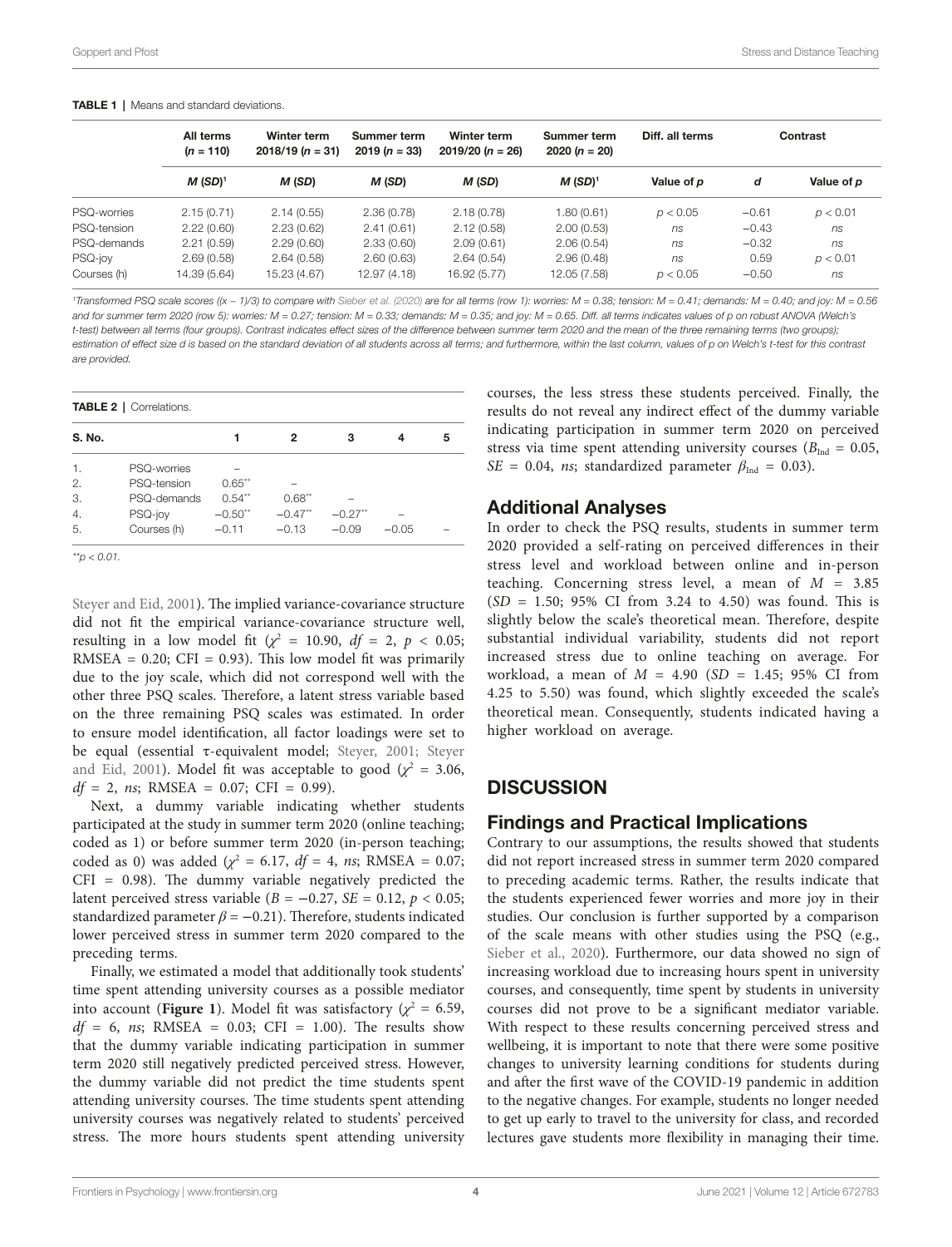**TABLE 1** | Means and standard deviations.

| | All terms ($n$ = 110) | Winter term 2018/19 ($n$ = 31) | Summer term 2019 ($n$ = 33) | Winter term 2019/20 ($n$ = 26) | Summer term 2020 ($n$ = 20) | Diff. all terms | Contrast | |
|---|---|---|---|---|---|---|---|---|
| | $M$ ($SD$)[1] | $M$ ($SD$) | $M$ ($SD$) | $M$ ($SD$) | $M$ ($SD$)[1] | Value of $p$ | $d$ | Value of $p$ |
| PSQ-worries | 2.15 (0.71) | 2.14 (0.55) | 2.36 (0.78) | 2.18 (0.78) | 1.80 (0.61) | $p < 0.05$ | −0.61 | $p < 0.01$ |
| PSQ-tension | 2.22 (0.60) | 2.23 (0.62) | 2.41 (0.61) | 2.12 (0.58) | 2.00 (0.53) | *ns* | −0.43 | *ns* |
| PSQ-demands | 2.21 (0.59) | 2.29 (0.60) | 2.33 (0.60) | 2.09 (0.61) | 2.06 (0.54) | *ns* | −0.32 | *ns* |
| PSQ-joy | 2.69 (0.58) | 2.64 (0.58) | 2.60 (0.63) | 2.64 (0.54) | 2.96 (0.48) | *ns* | 0.59 | $p < 0.01$ |
| Courses (h) | 14.39 (5.64) | 15.23 (4.67) | 12.97 (4.18) | 16.92 (5.77) | 12.05 (7.58) | $p < 0.05$ | −0.50 | *ns* |

[1]Transformed PSQ scale scores ((x − 1)/3) to compare with Sieber et al. (2020) are for all terms (row 1): worries: $M$ = 0.38; tension: $M$ = 0.41; demands: $M$ = 0.40; and joy: $M$ = 0.56 and for summer term 2020 (row 5): worries: $M$ = 0.27; tension: $M$ = 0.33; demands: $M$ = 0.35; and joy: $M$ = 0.65. Diff. all terms indicates values of p on robust ANOVA (Welch's t-test) between all terms (four groups). Contrast indicates effect sizes of the difference between summer term 2020 and the mean of the three remaining terms (two groups); estimation of effect size d is based on the standard deviation of all students across all terms; and furthermore, within the last column, values of p on Welch's t-test for this contrast are provided.

**TABLE 2** | Correlations.

| S. No. | | 1 | 2 | 3 | 4 | 5 |
|---|---|---|---|---|---|---|
| 1. | PSQ-worries | – | | | | |
| 2. | PSQ-tension | 0.65** | – | | | |
| 3. | PSQ-demands | 0.54** | 0.68** | – | | |
| 4. | PSQ-joy | −0.50** | −0.47** | −0.27** | – | |
| 5. | Courses (h) | −0.11 | −0.13 | −0.09 | −0.05 | – |

**$p < 0.01$.

Steyer and Eid, 2001). The implied variance-covariance structure did not fit the empirical variance-covariance structure well, resulting in a low model fit ($\chi^2$ = 10.90, $df$ = 2, $p < 0.05$; RMSEA = 0.20; CFI = 0.93). This low model fit was primarily due to the joy scale, which did not correspond well with the other three PSQ scales. Therefore, a latent stress variable based on the three remaining PSQ scales was estimated. In order to ensure model identification, all factor loadings were set to be equal (essential τ-equivalent model; Steyer, 2001; Steyer and Eid, 2001). Model fit was acceptable to good ($\chi^2$ = 3.06, $df$ = 2, *ns*; RMSEA = 0.07; CFI = 0.99).

Next, a dummy variable indicating whether students participated at the study in summer term 2020 (online teaching; coded as 1) or before summer term 2020 (in-person teaching; coded as 0) was added ($\chi^2$ = 6.17, $df$ = 4, *ns*; RMSEA = 0.07; CFI = 0.98). The dummy variable negatively predicted the latent perceived stress variable ($B$ = −0.27, $SE$ = 0.12, $p < 0.05$; standardized parameter $\beta$ = −0.21). Therefore, students indicated lower perceived stress in summer term 2020 compared to the preceding terms.

Finally, we estimated a model that additionally took students' time spent attending university courses as a possible mediator into account (**Figure 1**). Model fit was satisfactory ($\chi^2$ = 6.59, $df$ = 6, *ns*; RMSEA = 0.03; CFI = 1.00). The results show that the dummy variable indicating participation in summer term 2020 still negatively predicted perceived stress. However, the dummy variable did not predict the time students spent attending university courses. The time students spent attending university courses was negatively related to students' perceived stress. The more hours students spent attending university courses, the less stress these students perceived. Finally, the results do not reveal any indirect effect of the dummy variable indicating participation in summer term 2020 on perceived stress via time spent attending university courses ($B_{\text{Ind}}$ = 0.05, $SE$ = 0.04, *ns*; standardized parameter $\beta_{\text{Ind}}$ = 0.03).

## Additional Analyses

In order to check the PSQ results, students in summer term 2020 provided a self-rating on perceived differences in their stress level and workload between online and in-person teaching. Concerning stress level, a mean of $M$ = 3.85 ($SD$ = 1.50; 95% CI from 3.24 to 4.50) was found. This is slightly below the scale's theoretical mean. Therefore, despite substantial individual variability, students did not report increased stress due to online teaching on average. For workload, a mean of $M$ = 4.90 ($SD$ = 1.45; 95% CI from 4.25 to 5.50) was found, which slightly exceeded the scale's theoretical mean. Consequently, students indicated having a higher workload on average.

# DISCUSSION

## Findings and Practical Implications

Contrary to our assumptions, the results showed that students did not report increased stress in summer term 2020 compared to preceding academic terms. Rather, the results indicate that the students experienced fewer worries and more joy in their studies. Our conclusion is further supported by a comparison of the scale means with other studies using the PSQ (e.g., Sieber et al., 2020). Furthermore, our data showed no sign of increasing workload due to increasing hours spent in university courses, and consequently, time spent by students in university courses did not prove to be a significant mediator variable. With respect to these results concerning perceived stress and wellbeing, it is important to note that there were some positive changes to university learning conditions for students during and after the first wave of the COVID-19 pandemic in addition to the negative changes. For example, students no longer needed to get up early to travel to the university for class, and recorded lectures gave students more flexibility in managing their time.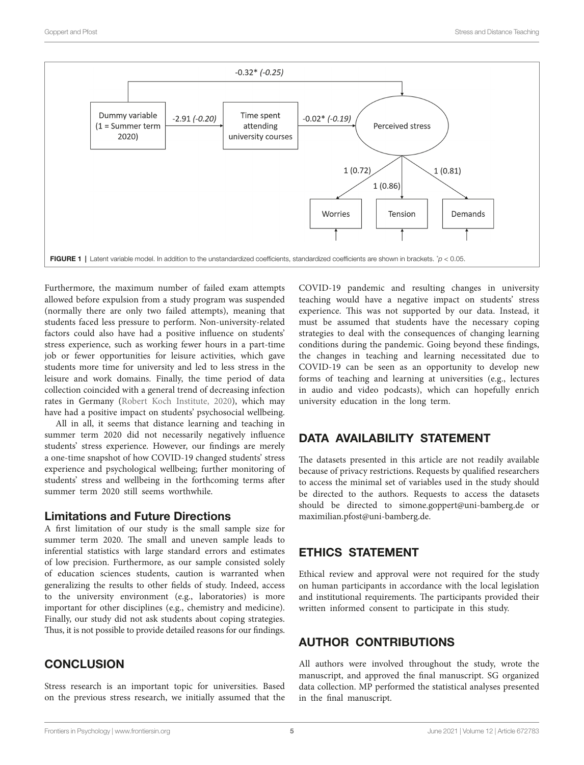FIGURE 1 | Latent variable model. In addition to the unstandardized coefficients, standardized coefficients are shown in brackets. $^{*}p < 0.05$.

Furthermore, the maximum number of failed exam attempts allowed before expulsion from a study program was suspended (normally there are only two failed attempts), meaning that students faced less pressure to perform. Non-university-related factors could also have had a positive influence on students' stress experience, such as working fewer hours in a part-time job or fewer opportunities for leisure activities, which gave students more time for university and led to less stress in the leisure and work domains. Finally, the time period of data collection coincided with a general trend of decreasing infection rates in Germany (Robert Koch Institute, 2020), which may have had a positive impact on students' psychosocial wellbeing.

All in all, it seems that distance learning and teaching in summer term 2020 did not necessarily negatively influence students' stress experience. However, our findings are merely a one-time snapshot of how COVID-19 changed students' stress experience and psychological wellbeing; further monitoring of students' stress and wellbeing in the forthcoming terms after summer term 2020 still seems worthwhile.

### Limitations and Future Directions

A first limitation of our study is the small sample size for summer term 2020. The small and uneven sample leads to inferential statistics with large standard errors and estimates of low precision. Furthermore, as our sample consisted solely of education sciences students, caution is warranted when generalizing the results to other fields of study. Indeed, access to the university environment (e.g., laboratories) is more important for other disciplines (e.g., chemistry and medicine). Finally, our study did not ask students about coping strategies. Thus, it is not possible to provide detailed reasons for our findings.

## CONCLUSION

Stress research is an important topic for universities. Based on the previous stress research, we initially assumed that the COVID-19 pandemic and resulting changes in university teaching would have a negative impact on students' stress experience. This was not supported by our data. Instead, it must be assumed that students have the necessary coping strategies to deal with the consequences of changing learning conditions during the pandemic. Going beyond these findings, the changes in teaching and learning necessitated due to COVID-19 can be seen as an opportunity to develop new forms of teaching and learning at universities (e.g., lectures in audio and video podcasts), which can hopefully enrich university education in the long term.

## DATA AVAILABILITY STATEMENT

The datasets presented in this article are not readily available because of privacy restrictions. Requests by qualified researchers to access the minimal set of variables used in the study should be directed to the authors. Requests to access the datasets should be directed to simone.goppert@uni-bamberg.de or maximilian.pfost@uni-bamberg.de.

## ETHICS STATEMENT

Ethical review and approval were not required for the study on human participants in accordance with the local legislation and institutional requirements. The participants provided their written informed consent to participate in this study.

## AUTHOR CONTRIBUTIONS

All authors were involved throughout the study, wrote the manuscript, and approved the final manuscript. SG organized data collection. MP performed the statistical analyses presented in the final manuscript.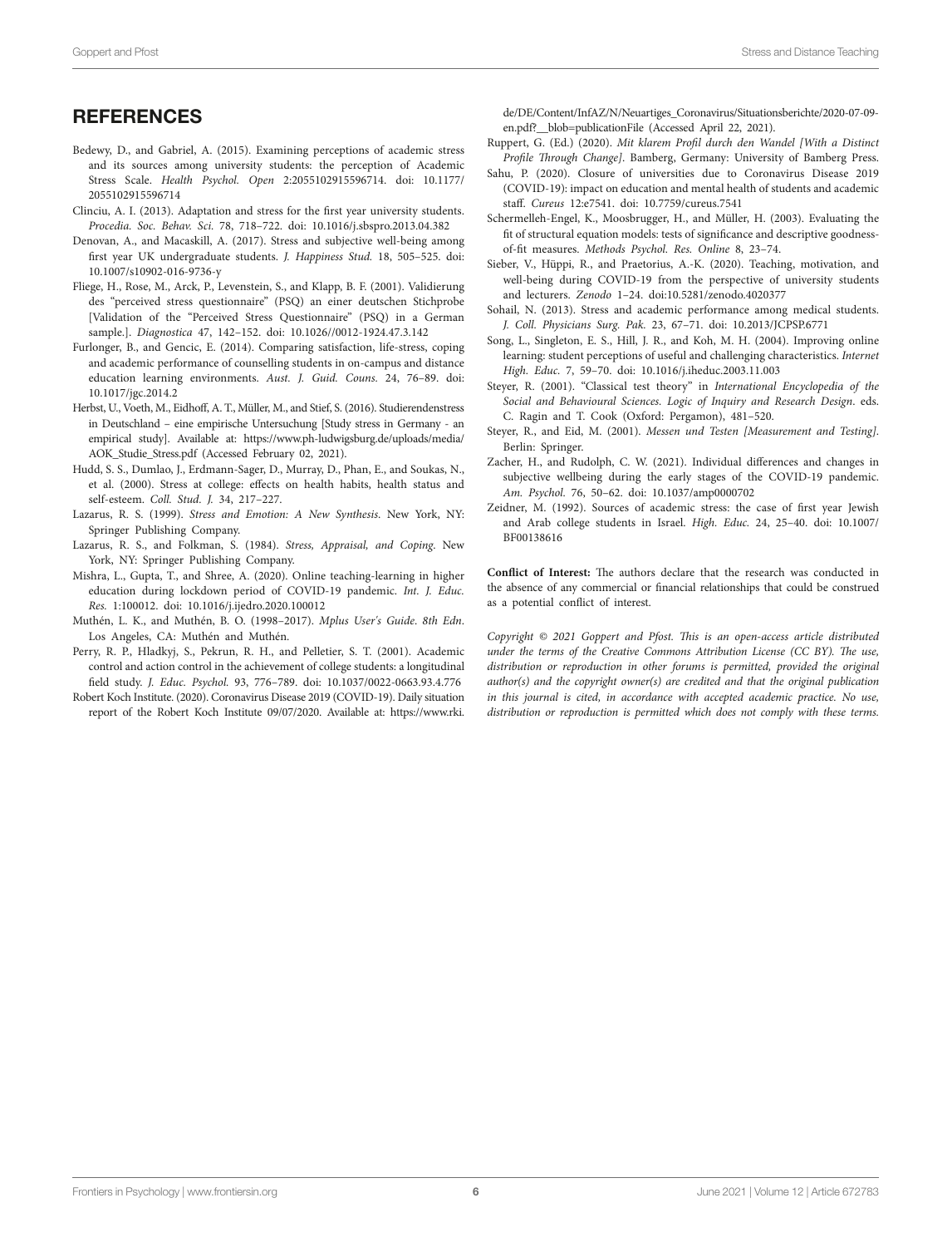## REFERENCES

Bedewy, D., and Gabriel, A. (2015). Examining perceptions of academic stress and its sources among university students: the perception of Academic Stress Scale. *Health Psychol. Open* 2:2055102915596714. doi: 10.1177/2055102915596714

Clinciu, A. I. (2013). Adaptation and stress for the first year university students. *Procedia. Soc. Behav. Sci.* 78, 718–722. doi: 10.1016/j.sbspro.2013.04.382

Denovan, A., and Macaskill, A. (2017). Stress and subjective well-being among first year UK undergraduate students. *J. Happiness Stud.* 18, 505–525. doi: 10.1007/s10902-016-9736-y

Fliege, H., Rose, M., Arck, P., Levenstein, S., and Klapp, B. F. (2001). Validierung des "perceived stress questionnaire" (PSQ) an einer deutschen Stichprobe [Validation of the "Perceived Stress Questionnaire" (PSQ) in a German sample.]. *Diagnostica* 47, 142–152. doi: 10.1026//0012-1924.47.3.142

Furlonger, B., and Gencic, E. (2014). Comparing satisfaction, life-stress, coping and academic performance of counselling students in on-campus and distance education learning environments. *Aust. J. Guid. Couns.* 24, 76–89. doi: 10.1017/jgc.2014.2

Herbst, U., Voeth, M., Eidhoff, A. T., Müller, M., and Stief, S. (2016). Studierendenstress in Deutschland – eine empirische Untersuchung [Study stress in Germany - an empirical study]. Available at: https://www.ph-ludwigsburg.de/uploads/media/AOK_Studie_Stress.pdf (Accessed February 02, 2021).

Hudd, S. S., Dumlao, J., Erdmann-Sager, D., Murray, D., Phan, E., and Soukas, N., et al. (2000). Stress at college: effects on health habits, health status and self-esteem. *Coll. Stud. J.* 34, 217–227.

Lazarus, R. S. (1999). *Stress and Emotion: A New Synthesis*. New York, NY: Springer Publishing Company.

Lazarus, R. S., and Folkman, S. (1984). *Stress, Appraisal, and Coping*. New York, NY: Springer Publishing Company.

Mishra, L., Gupta, T., and Shree, A. (2020). Online teaching-learning in higher education during lockdown period of COVID-19 pandemic. *Int. J. Educ. Res.* 1:100012. doi: 10.1016/j.ijedro.2020.100012

Muthén, L. K., and Muthén, B. O. (1998–2017). *Mplus User's Guide. 8th Edn*. Los Angeles, CA: Muthén and Muthén.

Perry, R. P., Hladkyj, S., Pekrun, R. H., and Pelletier, S. T. (2001). Academic control and action control in the achievement of college students: a longitudinal field study. *J. Educ. Psychol.* 93, 776–789. doi: 10.1037/0022-0663.93.4.776

Robert Koch Institute. (2020). Coronavirus Disease 2019 (COVID-19). Daily situation report of the Robert Koch Institute 09/07/2020. Available at: https://www.rki.de/DE/Content/InfAZ/N/Neuartiges_Coronavirus/Situationsberichte/2020-07-09-en.pdf?__blob=publicationFile (Accessed April 22, 2021).

Ruppert, G. (Ed.) (2020). *Mit klarem Profil durch den Wandel [With a Distinct Profile Through Change]*. Bamberg, Germany: University of Bamberg Press.

Sahu, P. (2020). Closure of universities due to Coronavirus Disease 2019 (COVID-19): impact on education and mental health of students and academic staff. *Cureus* 12:e7541. doi: 10.7759/cureus.7541

Schermelleh-Engel, K., Moosbrugger, H., and Müller, H. (2003). Evaluating the fit of structural equation models: tests of significance and descriptive goodness-of-fit measures. *Methods Psychol. Res. Online* 8, 23–74.

Sieber, V., Hüppi, R., and Praetorius, A.-K. (2020). Teaching, motivation, and well-being during COVID-19 from the perspective of university students and lecturers. *Zenodo* 1–24. doi:10.5281/zenodo.4020377

Sohail, N. (2013). Stress and academic performance among medical students. *J. Coll. Physicians Surg. Pak.* 23, 67–71. doi: 10.2013/JCPSP.6771

Song, L., Singleton, E. S., Hill, J. R., and Koh, M. H. (2004). Improving online learning: student perceptions of useful and challenging characteristics. *Internet High. Educ.* 7, 59–70. doi: 10.1016/j.iheduc.2003.11.003

Steyer, R. (2001). "Classical test theory" in *International Encyclopedia of the Social and Behavioural Sciences. Logic of Inquiry and Research Design*. eds. C. Ragin and T. Cook (Oxford: Pergamon), 481–520.

Steyer, R., and Eid, M. (2001). *Messen und Testen [Measurement and Testing]*. Berlin: Springer.

Zacher, H., and Rudolph, C. W. (2021). Individual differences and changes in subjective wellbeing during the early stages of the COVID-19 pandemic. *Am. Psychol.* 76, 50–62. doi: 10.1037/amp0000702

Zeidner, M. (1992). Sources of academic stress: the case of first year Jewish and Arab college students in Israel. *High. Educ.* 24, 25–40. doi: 10.1007/BF00138616

**Conflict of Interest:** The authors declare that the research was conducted in the absence of any commercial or financial relationships that could be construed as a potential conflict of interest.

*Copyright © 2021 Goppert and Pfost. This is an open-access article distributed under the terms of the Creative Commons Attribution License (CC BY). The use, distribution or reproduction in other forums is permitted, provided the original author(s) and the copyright owner(s) are credited and that the original publication in this journal is cited, in accordance with accepted academic practice. No use, distribution or reproduction is permitted which does not comply with these terms.*